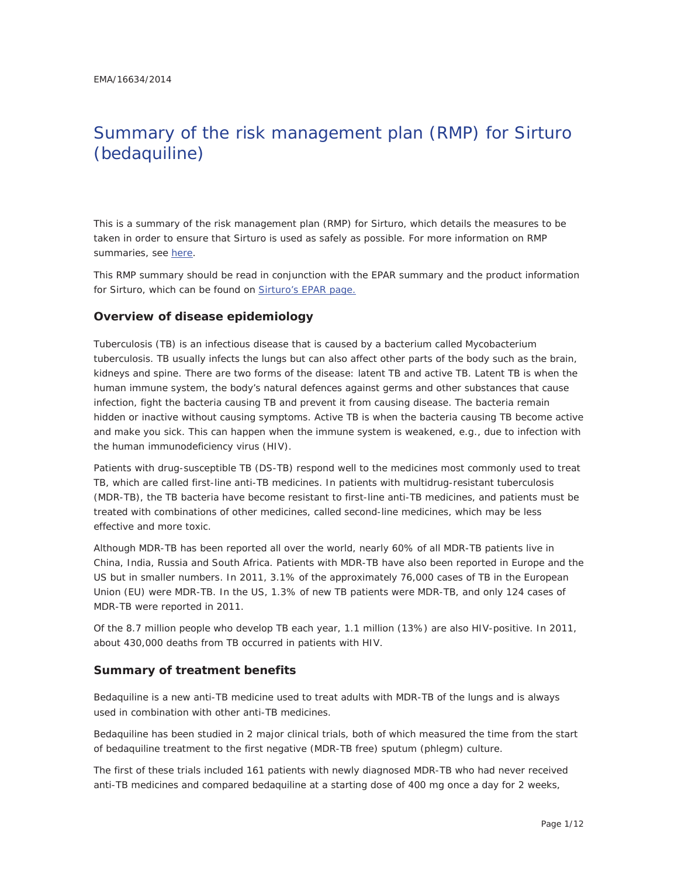EMA/16634/2014

# Summary of the risk management plan (RMP) for Sirturo (bedaquiline)

This is a summary of the risk management plan (RMP) for Sirturo, which details the measures to be taken in order to ensure that Sirturo is used as safely as possible. For more information on RMP summaries, see here.

This RMP summary should be read in conjunction with the EPAR summary and the product information for Sirturo, which can be found on Sirturo's EPAR page.

## Overview of disease epidemiology

Tuberculosis (TB) is an infectious disease that is caused by a bacterium called Mycobacterium tuberculosis. TB usually infects the lungs but can also affect other parts of the body such as the brain, kidneys and spine. There are two forms of the disease: latent TB and active TB. Latent TB is when the human immune system, the body's natural defences against germs and other substances that cause infection, fight the bacteria causing TB and prevent it from causing disease. The bacteria remain hidden or inactive without causing symptoms. Active TB is when the bacteria causing TB become active and make you sick. This can happen when the immune system is weakened, e.g., due to infection with the human immunodeficiency virus (HIV).

Patients with drug-susceptible TB (DS-TB) respond well to the medicines most commonly used to treat TB, which are called first-line anti-TB medicines. In patients with multidrug-resistant tuberculosis (MDR-TB), the TB bacteria have become resistant to first-line anti-TB medicines, and patients must be treated with combinations of other medicines, called second-line medicines, which may be less effective and more toxic.

Although MDR-TB has been reported all over the world, nearly 60% of all MDR-TB patients live in China, India, Russia and South Africa. Patients with MDR-TB have also been reported in Europe and the US but in smaller numbers. In 2011, 3.1% of the approximately 76,000 cases of TB in the European Union (EU) were MDR-TB. In the US, 1.3% of new TB patients were MDR-TB, and only 124 cases of MDR-TB were reported in 2011.

Of the 8.7 million people who develop TB each year, 1.1 million (13%) are also HIV-positive. In 2011, about 430,000 deaths from TB occurred in patients with HIV.

## Summary of treatment benefits

Bedaquiline is a new anti-TB medicine used to treat adults with MDR-TB of the lungs and is always used in combination with other anti-TB medicines.

Bedaquiline has been studied in 2 major clinical trials, both of which measured the time from the start of bedaquiline treatment to the first negative (MDR-TB free) sputum (phlegm) culture.

The first of these trials included 161 patients with newly diagnosed MDR-TB who had never received anti-TB medicines and compared bedaquiline at a starting dose of 400 mg once a day for 2 weeks,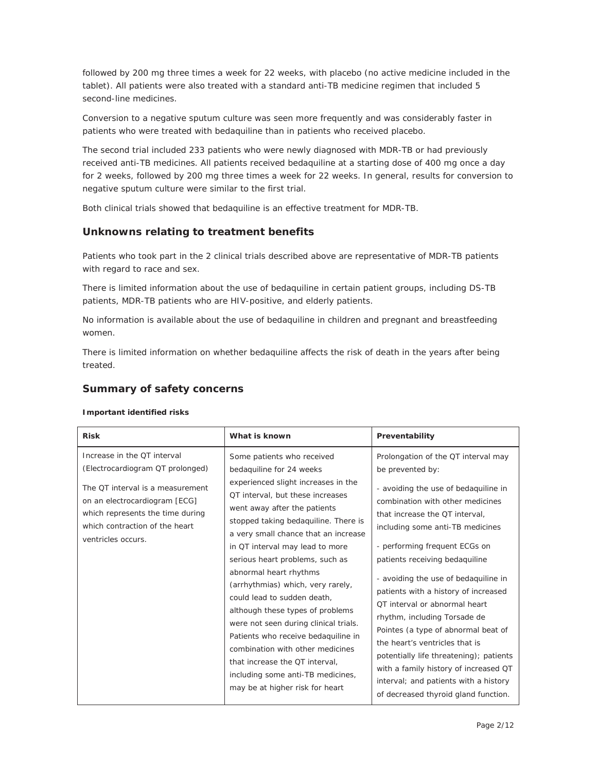followed by 200 mg three times a week for 22 weeks, with placebo (no active medicine included in the tablet). All patients were also treated with a standard anti-TB medicine regimen that included 5 second-line medicines.

Conversion to a negative sputum culture was seen more frequently and was considerably faster in patients who were treated with bedaquiline than in patients who received placebo.

The second trial included 233 patients who were newly diagnosed with MDR-TB or had previously received anti-TB medicines. All patients received bedaquiline at a starting dose of 400 mg once a day for 2 weeks, followed by 200 mg three times a week for 22 weeks. In general, results for conversion to negative sputum culture were similar to the first trial.

Both clinical trials showed that bedaquiline is an effective treatment for MDR-TB.

## Unknowns relating to treatment benefits

Patients who took part in the 2 clinical trials described above are representative of MDR-TB patients with regard to race and sex.

There is limited information about the use of bedaquiline in certain patient groups, including DS-TB patients, MDR-TB patients who are HIV-positive, and elderly patients.

No information is available about the use of bedaquiline in children and pregnant and breastfeeding women.

There is limited information on whether bedaquiline affects the risk of death in the years after being treated.

## Summary of safety concerns

**Important identified risks**

| Risk | What is known | Preventability |
|---|---|---|
| Increase in the QT interval (Electrocardiogram QT prolonged)<br><br>The QT interval is a measurement on an electrocardiogram [ECG] which represents the time during which contraction of the heart ventricles occurs. | Some patients who received bedaquiline for 24 weeks experienced slight increases in the QT interval, but these increases went away after the patients stopped taking bedaquiline. There is a very small chance that an increase in QT interval may lead to more serious heart problems, such as abnormal heart rhythms (arrhythmias) which, very rarely, could lead to sudden death, although these types of problems were not seen during clinical trials. Patients who receive bedaquiline in combination with other medicines that increase the QT interval, including some anti-TB medicines, may be at higher risk for heart | Prolongation of the QT interval may be prevented by:<br><br>- avoiding the use of bedaquiline in combination with other medicines that increase the QT interval, including some anti-TB medicines<br><br>- performing frequent ECGs on patients receiving bedaquiline<br><br>- avoiding the use of bedaquiline in patients with a history of increased QT interval or abnormal heart rhythm, including Torsade de Pointes (a type of abnormal beat of the heart's ventricles that is potentially life threatening); patients with a family history of increased QT interval; and patients with a history of decreased thyroid gland function. |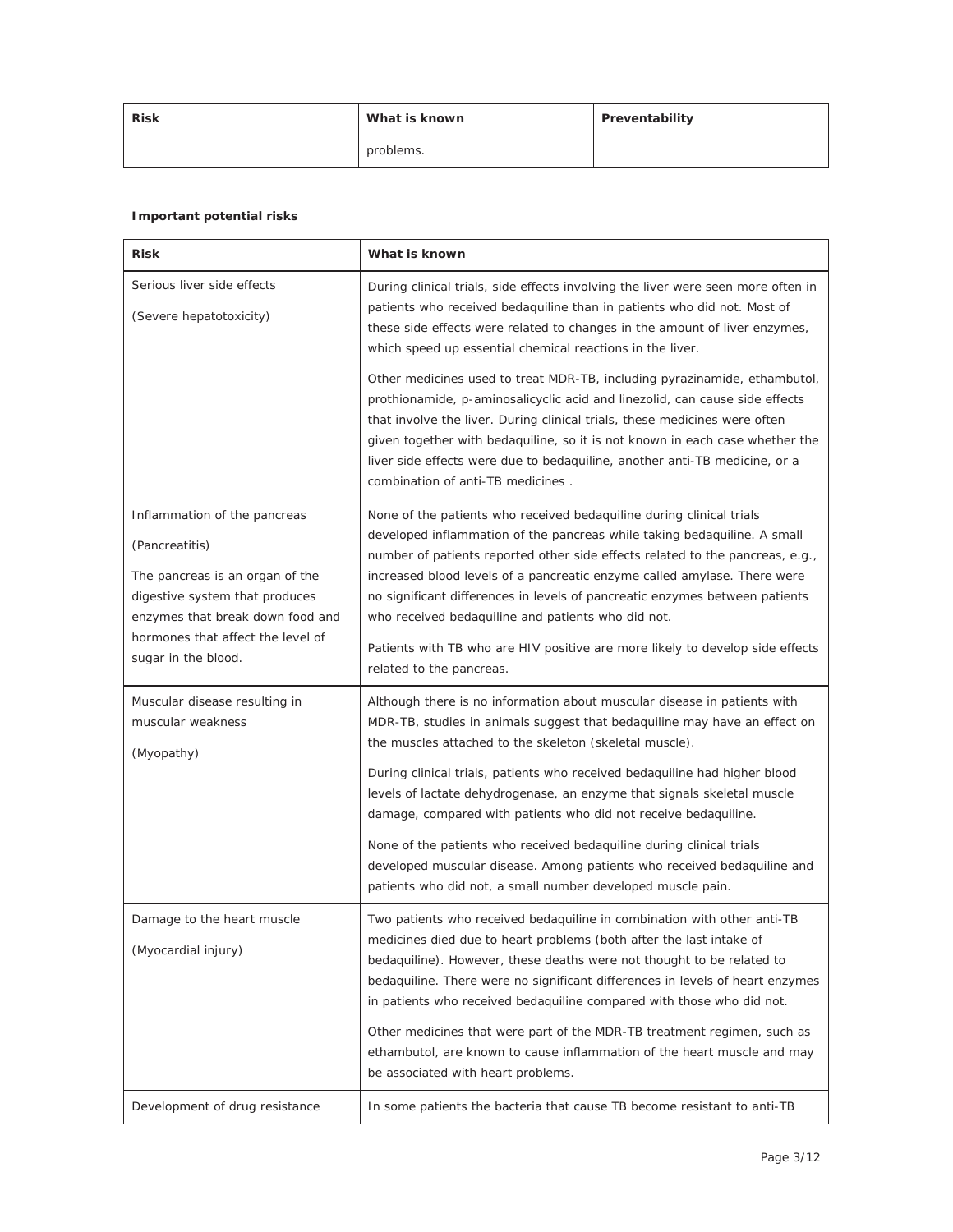| Risk | What is known | Preventability |
|---|---|---|
| | problems. | |

**Important potential risks**

| Risk | What is known |
|---|---|
| Serious liver side effects<br><br>(Severe hepatotoxicity) | During clinical trials, side effects involving the liver were seen more often in patients who received bedaquiline than in patients who did not. Most of these side effects were related to changes in the amount of liver enzymes, which speed up essential chemical reactions in the liver.<br><br>Other medicines used to treat MDR-TB, including pyrazinamide, ethambutol, prothionamide, p-aminosalicyclic acid and linezolid, can cause side effects that involve the liver. During clinical trials, these medicines were often given together with bedaquiline, so it is not known in each case whether the liver side effects were due to bedaquiline, another anti-TB medicine, or a combination of anti-TB medicines . |
| Inflammation of the pancreas<br><br>(Pancreatitis)<br><br>The pancreas is an organ of the digestive system that produces enzymes that break down food and hormones that affect the level of sugar in the blood. | None of the patients who received bedaquiline during clinical trials developed inflammation of the pancreas while taking bedaquiline. A small number of patients reported other side effects related to the pancreas, e.g., increased blood levels of a pancreatic enzyme called amylase. There were no significant differences in levels of pancreatic enzymes between patients who received bedaquiline and patients who did not.<br><br>Patients with TB who are HIV positive are more likely to develop side effects related to the pancreas. |
| Muscular disease resulting in muscular weakness<br><br>(Myopathy) | Although there is no information about muscular disease in patients with MDR-TB, studies in animals suggest that bedaquiline may have an effect on the muscles attached to the skeleton (skeletal muscle).<br><br>During clinical trials, patients who received bedaquiline had higher blood levels of lactate dehydrogenase, an enzyme that signals skeletal muscle damage, compared with patients who did not receive bedaquiline.<br><br>None of the patients who received bedaquiline during clinical trials developed muscular disease. Among patients who received bedaquiline and patients who did not, a small number developed muscle pain. |
| Damage to the heart muscle<br><br>(Myocardial injury) | Two patients who received bedaquiline in combination with other anti-TB medicines died due to heart problems (both after the last intake of bedaquiline). However, these deaths were not thought to be related to bedaquiline. There were no significant differences in levels of heart enzymes in patients who received bedaquiline compared with those who did not.<br><br>Other medicines that were part of the MDR-TB treatment regimen, such as ethambutol, are known to cause inflammation of the heart muscle and may be associated with heart problems. |
| Development of drug resistance | In some patients the bacteria that cause TB become resistant to anti-TB |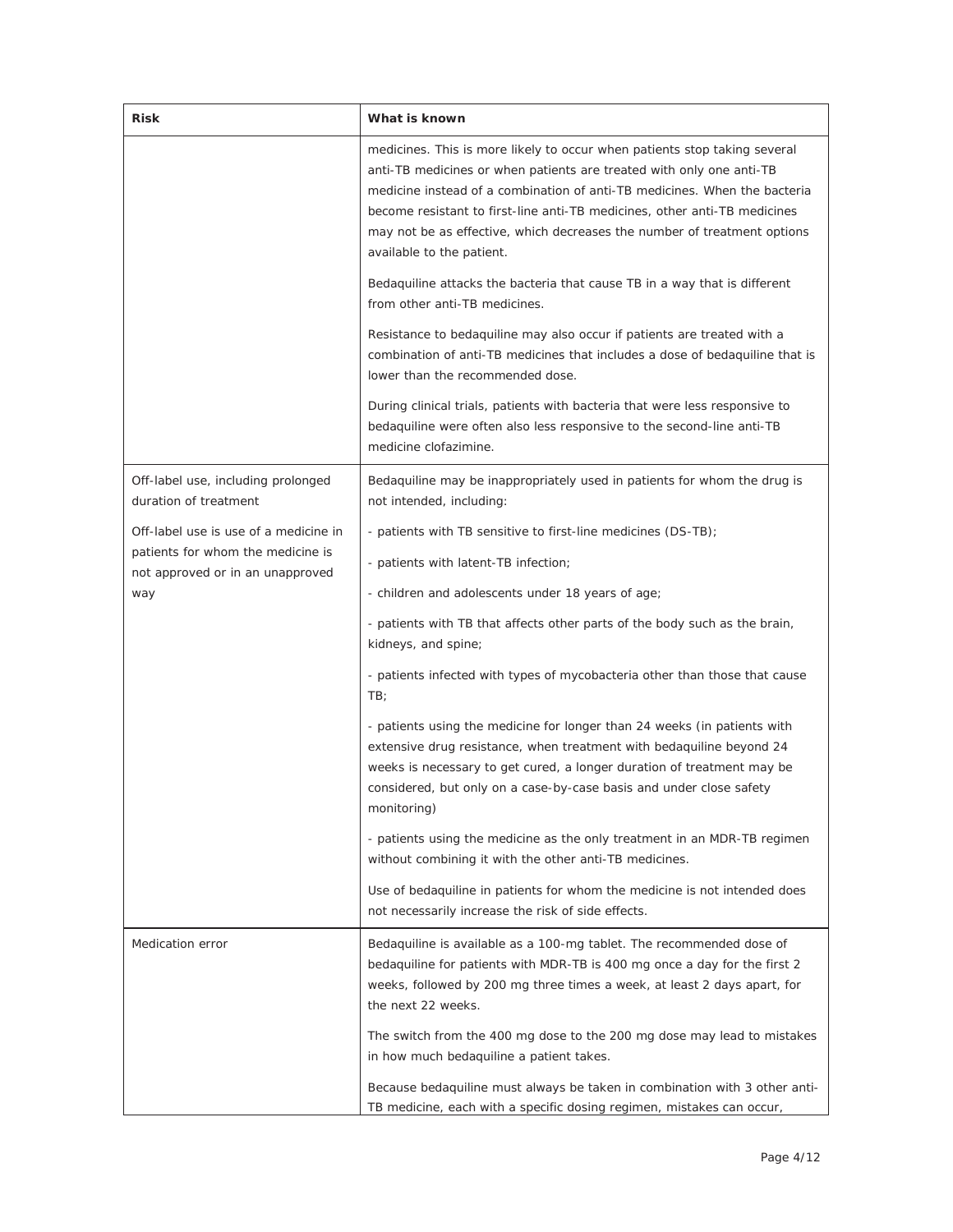| Risk | What is known |
| --- | --- |
| | medicines. This is more likely to occur when patients stop taking several anti-TB medicines or when patients are treated with only one anti-TB medicine instead of a combination of anti-TB medicines. When the bacteria become resistant to first-line anti-TB medicines, other anti-TB medicines may not be as effective, which decreases the number of treatment options available to the patient.<br><br>Bedaquiline attacks the bacteria that cause TB in a way that is different from other anti-TB medicines.<br><br>Resistance to bedaquiline may also occur if patients are treated with a combination of anti-TB medicines that includes a dose of bedaquiline that is lower than the recommended dose.<br><br>During clinical trials, patients with bacteria that were less responsive to bedaquiline were often also less responsive to the second-line anti-TB medicine clofazimine. |
| Off-label use, including prolonged duration of treatment<br><br>Off-label use is use of a medicine in patients for whom the medicine is not approved or in an unapproved way | Bedaquiline may be inappropriately used in patients for whom the drug is not intended, including:<br><br>- patients with TB sensitive to first-line medicines (DS-TB);<br><br>- patients with latent-TB infection;<br><br>- children and adolescents under 18 years of age;<br><br>- patients with TB that affects other parts of the body such as the brain, kidneys, and spine;<br><br>- patients infected with types of mycobacteria other than those that cause TB;<br><br>- patients using the medicine for longer than 24 weeks (in patients with extensive drug resistance, when treatment with bedaquiline beyond 24 weeks is necessary to get cured, a longer duration of treatment may be considered, but only on a case-by-case basis and under close safety monitoring)<br><br>- patients using the medicine as the only treatment in an MDR-TB regimen without combining it with the other anti-TB medicines.<br><br>Use of bedaquiline in patients for whom the medicine is not intended does not necessarily increase the risk of side effects. |
| Medication error | Bedaquiline is available as a 100-mg tablet. The recommended dose of bedaquiline for patients with MDR-TB is 400 mg once a day for the first 2 weeks, followed by 200 mg three times a week, at least 2 days apart, for the next 22 weeks.<br><br>The switch from the 400 mg dose to the 200 mg dose may lead to mistakes in how much bedaquiline a patient takes.<br><br>Because bedaquiline must always be taken in combination with 3 other anti-TB medicine, each with a specific dosing regimen, mistakes can occur, |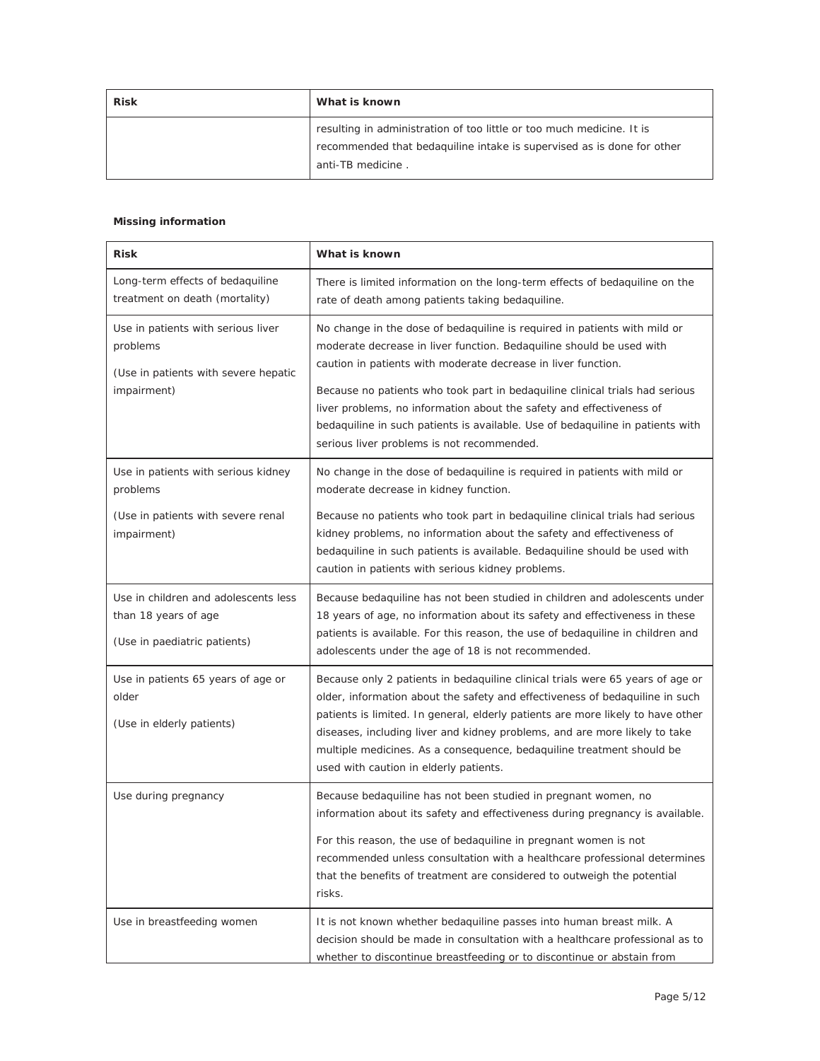| Risk | What is known |
| --- | --- |
| | resulting in administration of too little or too much medicine. It is recommended that bedaquiline intake is supervised as is done for other anti-TB medicine . |

**Missing information**

| Risk | What is known |
| --- | --- |
| Long-term effects of bedaquiline treatment on death (mortality) | There is limited information on the long-term effects of bedaquiline on the rate of death among patients taking bedaquiline. |
| Use in patients with serious liver problems<br><br>(Use in patients with severe hepatic impairment) | No change in the dose of bedaquiline is required in patients with mild or moderate decrease in liver function. Bedaquiline should be used with caution in patients with moderate decrease in liver function.<br><br>Because no patients who took part in bedaquiline clinical trials had serious liver problems, no information about the safety and effectiveness of bedaquiline in such patients is available. Use of bedaquiline in patients with serious liver problems is not recommended. |
| Use in patients with serious kidney problems<br><br>(Use in patients with severe renal impairment) | No change in the dose of bedaquiline is required in patients with mild or moderate decrease in kidney function.<br><br>Because no patients who took part in bedaquiline clinical trials had serious kidney problems, no information about the safety and effectiveness of bedaquiline in such patients is available. Bedaquiline should be used with caution in patients with serious kidney problems. |
| Use in children and adolescents less than 18 years of age<br><br>(Use in paediatric patients) | Because bedaquiline has not been studied in children and adolescents under 18 years of age, no information about its safety and effectiveness in these patients is available. For this reason, the use of bedaquiline in children and adolescents under the age of 18 is not recommended. |
| Use in patients 65 years of age or older<br><br>(Use in elderly patients) | Because only 2 patients in bedaquiline clinical trials were 65 years of age or older, information about the safety and effectiveness of bedaquiline in such patients is limited. In general, elderly patients are more likely to have other diseases, including liver and kidney problems, and are more likely to take multiple medicines. As a consequence, bedaquiline treatment should be used with caution in elderly patients. |
| Use during pregnancy | Because bedaquiline has not been studied in pregnant women, no information about its safety and effectiveness during pregnancy is available.<br><br>For this reason, the use of bedaquiline in pregnant women is not recommended unless consultation with a healthcare professional determines that the benefits of treatment are considered to outweigh the potential risks. |
| Use in breastfeeding women | It is not known whether bedaquiline passes into human breast milk. A decision should be made in consultation with a healthcare professional as to whether to discontinue breastfeeding or to discontinue or abstain from |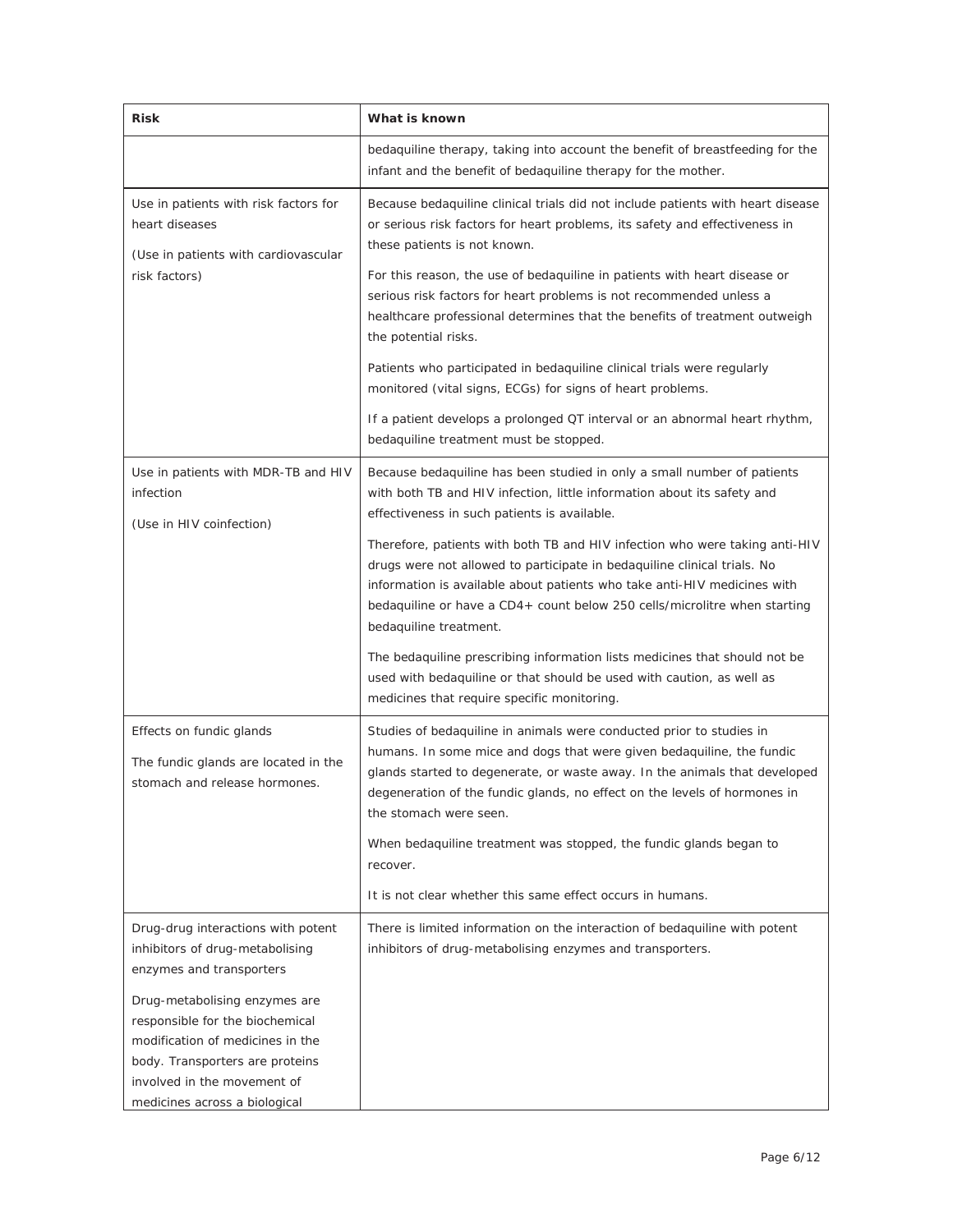| Risk | What is known |
| --- | --- |
| | bedaquiline therapy, taking into account the benefit of breastfeeding for the infant and the benefit of bedaquiline therapy for the mother. |
| Use in patients with risk factors for heart diseases<br><br>(Use in patients with cardiovascular risk factors) | Because bedaquiline clinical trials did not include patients with heart disease or serious risk factors for heart problems, its safety and effectiveness in these patients is not known.<br><br>For this reason, the use of bedaquiline in patients with heart disease or serious risk factors for heart problems is not recommended unless a healthcare professional determines that the benefits of treatment outweigh the potential risks.<br><br>Patients who participated in bedaquiline clinical trials were regularly monitored (vital signs, ECGs) for signs of heart problems.<br><br>If a patient develops a prolonged QT interval or an abnormal heart rhythm, bedaquiline treatment must be stopped. |
| Use in patients with MDR-TB and HIV infection<br><br>(Use in HIV coinfection) | Because bedaquiline has been studied in only a small number of patients with both TB and HIV infection, little information about its safety and effectiveness in such patients is available.<br><br>Therefore, patients with both TB and HIV infection who were taking anti-HIV drugs were not allowed to participate in bedaquiline clinical trials. No information is available about patients who take anti-HIV medicines with bedaquiline or have a CD4+ count below 250 cells/microlitre when starting bedaquiline treatment.<br><br>The bedaquiline prescribing information lists medicines that should not be used with bedaquiline or that should be used with caution, as well as medicines that require specific monitoring. |
| Effects on fundic glands<br><br>The fundic glands are located in the stomach and release hormones. | Studies of bedaquiline in animals were conducted prior to studies in humans. In some mice and dogs that were given bedaquiline, the fundic glands started to degenerate, or waste away. In the animals that developed degeneration of the fundic glands, no effect on the levels of hormones in the stomach were seen.<br><br>When bedaquiline treatment was stopped, the fundic glands began to recover.<br><br>It is not clear whether this same effect occurs in humans. |
| Drug-drug interactions with potent inhibitors of drug-metabolising enzymes and transporters<br><br>Drug-metabolising enzymes are responsible for the biochemical modification of medicines in the body. Transporters are proteins involved in the movement of medicines across a biological | There is limited information on the interaction of bedaquiline with potent inhibitors of drug-metabolising enzymes and transporters. |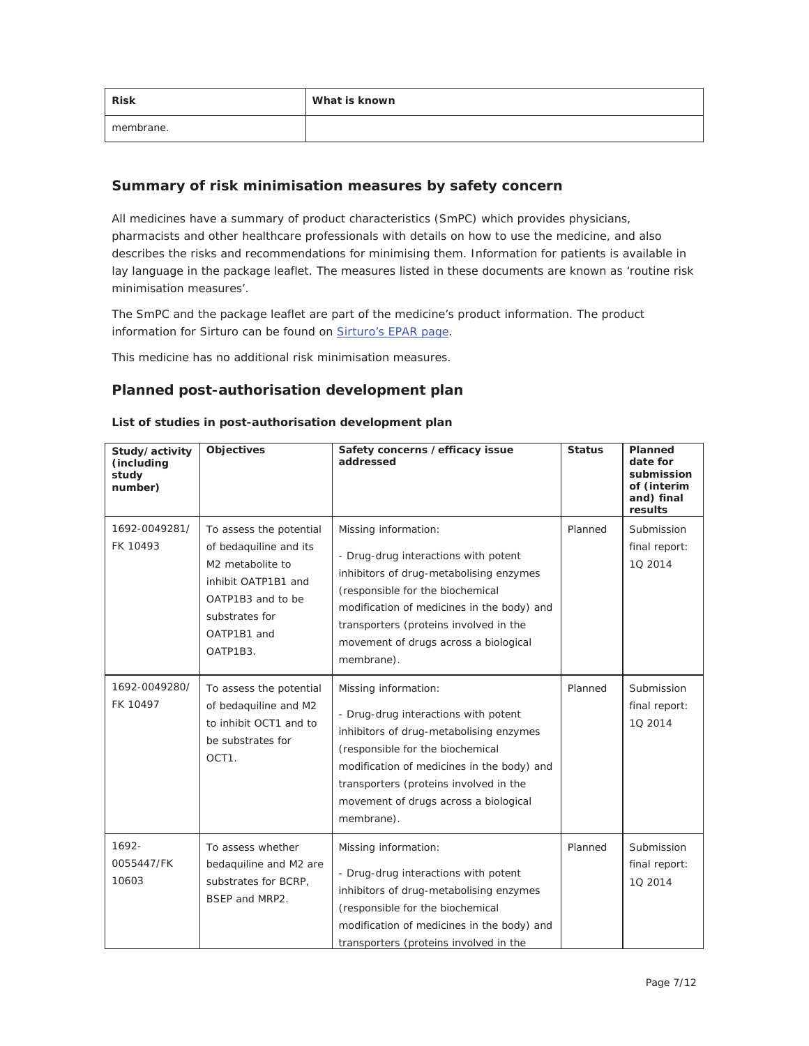| Risk | What is known |
| --- | --- |
| membrane. | |

## Summary of risk minimisation measures by safety concern

All medicines have a summary of product characteristics (SmPC) which provides physicians, pharmacists and other healthcare professionals with details on how to use the medicine, and also describes the risks and recommendations for minimising them. Information for patients is available in lay language in the package leaflet. The measures listed in these documents are known as 'routine risk minimisation measures'.

The SmPC and the package leaflet are part of the medicine's product information. The product information for Sirturo can be found on Sirturo's EPAR page.

This medicine has no additional risk minimisation measures.

## Planned post-authorisation development plan

### List of studies in post-authorisation development plan

| Study/activity (including study number) | Objectives | Safety concerns /efficacy issue addressed | Status | Planned date for submission of (interim and) final results |
| --- | --- | --- | --- | --- |
| 1692-0049281/ FK 10493 | To assess the potential of bedaquiline and its M2 metabolite to inhibit OATP1B1 and OATP1B3 and to be substrates for OATP1B1 and OATP1B3. | Missing information:<br>- Drug-drug interactions with potent inhibitors of drug-metabolising enzymes (responsible for the biochemical modification of medicines in the body) and transporters (proteins involved in the movement of drugs across a biological membrane). | Planned | Submission final report: 1Q 2014 |
| 1692-0049280/ FK 10497 | To assess the potential of bedaquiline and M2 to inhibit OCT1 and to be substrates for OCT1. | Missing information:<br>- Drug-drug interactions with potent inhibitors of drug-metabolising enzymes (responsible for the biochemical modification of medicines in the body) and transporters (proteins involved in the movement of drugs across a biological membrane). | Planned | Submission final report: 1Q 2014 |
| 1692-0055447/FK 10603 | To assess whether bedaquiline and M2 are substrates for BCRP, BSEP and MRP2. | Missing information:<br>- Drug-drug interactions with potent inhibitors of drug-metabolising enzymes (responsible for the biochemical modification of medicines in the body) and transporters (proteins involved in the | Planned | Submission final report: 1Q 2014 |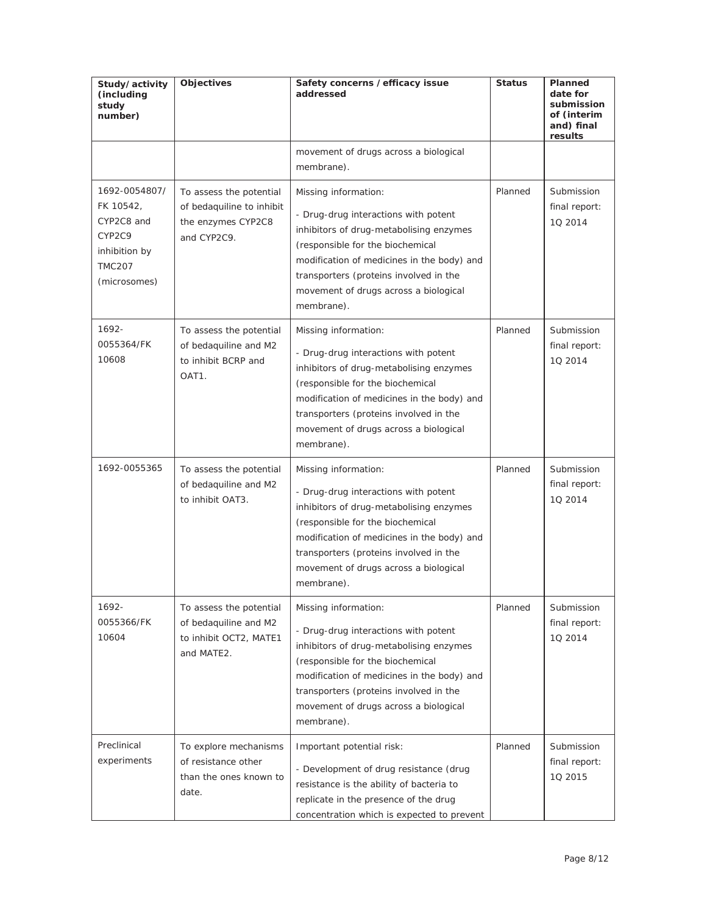| Study/activity (including study number) | Objectives | Safety concerns / efficacy issue addressed | Status | Planned date for submission of (interim and) final results |
|---|---|---|---|---|
| | | movement of drugs across a biological membrane). | | |
| 1692-0054807/ FK 10542, CYP2C8 and CYP2C9 inhibition by TMC207 (microsomes) | To assess the potential of bedaquiline to inhibit the enzymes CYP2C8 and CYP2C9. | Missing information:<br>- Drug-drug interactions with potent inhibitors of drug-metabolising enzymes (responsible for the biochemical modification of medicines in the body) and transporters (proteins involved in the movement of drugs across a biological membrane). | Planned | Submission final report: 1Q 2014 |
| 1692-0055364/FK 10608 | To assess the potential of bedaquiline and M2 to inhibit BCRP and OAT1. | Missing information:<br>- Drug-drug interactions with potent inhibitors of drug-metabolising enzymes (responsible for the biochemical modification of medicines in the body) and transporters (proteins involved in the movement of drugs across a biological membrane). | Planned | Submission final report: 1Q 2014 |
| 1692-0055365 | To assess the potential of bedaquiline and M2 to inhibit OAT3. | Missing information:<br>- Drug-drug interactions with potent inhibitors of drug-metabolising enzymes (responsible for the biochemical modification of medicines in the body) and transporters (proteins involved in the movement of drugs across a biological membrane). | Planned | Submission final report: 1Q 2014 |
| 1692-0055366/FK 10604 | To assess the potential of bedaquiline and M2 to inhibit OCT2, MATE1 and MATE2. | Missing information:<br>- Drug-drug interactions with potent inhibitors of drug-metabolising enzymes (responsible for the biochemical modification of medicines in the body) and transporters (proteins involved in the movement of drugs across a biological membrane). | Planned | Submission final report: 1Q 2014 |
| Preclinical experiments | To explore mechanisms of resistance other than the ones known to date. | Important potential risk:<br>- Development of drug resistance (drug resistance is the ability of bacteria to replicate in the presence of the drug concentration which is expected to prevent | Planned | Submission final report: 1Q 2015 |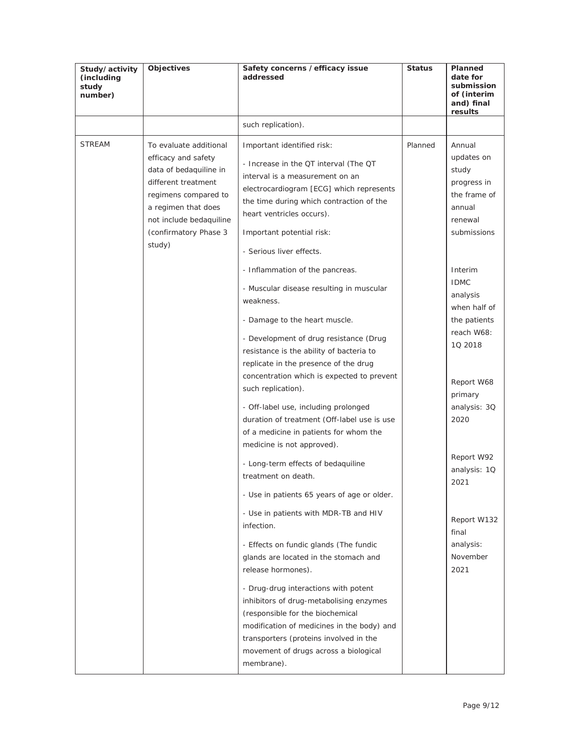| Study/activity (including study number) | Objectives | Safety concerns / efficacy issue addressed | Status | Planned date for submission of (interim and) final results |
|---|---|---|---|---|
| | | such replication). | | |
| STREAM | To evaluate additional efficacy and safety data of bedaquiline in different treatment regimens compared to a regimen that does not include bedaquiline (confirmatory Phase 3 study) | Important identified risk:<br>- Increase in the QT interval (The QT interval is a measurement on an electrocardiogram [ECG] which represents the time during which contraction of the heart ventricles occurs).<br>Important potential risk:<br>- Serious liver effects.<br>- Inflammation of the pancreas.<br>- Muscular disease resulting in muscular weakness.<br>- Damage to the heart muscle.<br>- Development of drug resistance (Drug resistance is the ability of bacteria to replicate in the presence of the drug concentration which is expected to prevent such replication).<br>- Off-label use, including prolonged duration of treatment (Off-label use is use of a medicine in patients for whom the medicine is not approved).<br>- Long-term effects of bedaquiline treatment on death.<br>- Use in patients 65 years of age or older.<br>- Use in patients with MDR-TB and HIV infection.<br>- Effects on fundic glands (The fundic glands are located in the stomach and release hormones).<br>- Drug-drug interactions with potent inhibitors of drug-metabolising enzymes (responsible for the biochemical modification of medicines in the body) and transporters (proteins involved in the movement of drugs across a biological membrane). | Planned | Annual updates on study progress in the frame of annual renewal submissions<br><br>Interim IDMC analysis when half of the patients reach W68: 1Q 2018<br><br>Report W68 primary analysis: 3Q 2020<br><br>Report W92 analysis: 1Q 2021<br><br>Report W132 final analysis: November 2021 |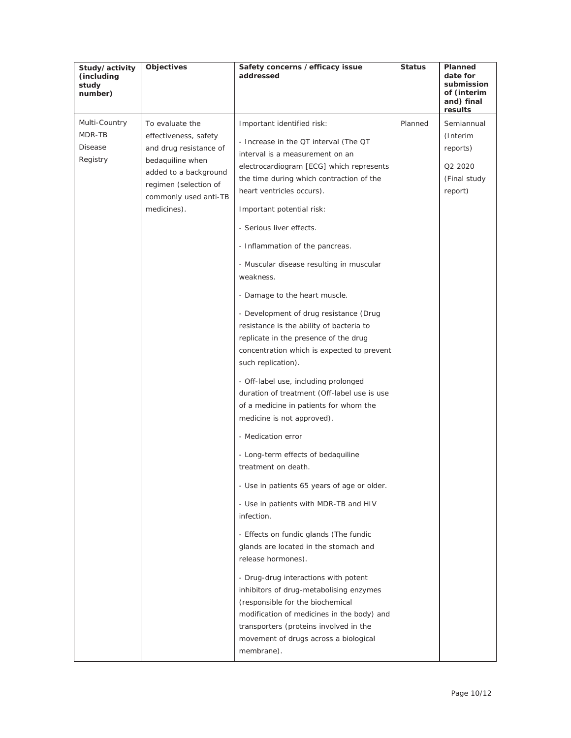| Study/activity (including study number) | Objectives | Safety concerns / efficacy issue addressed | Status | Planned date for submission of (interim and) final results |
|---|---|---|---|---|
| Multi-Country MDR-TB Disease Registry | To evaluate the effectiveness, safety and drug resistance of bedaquiline when added to a background regimen (selection of commonly used anti-TB medicines). | Important identified risk:<br><br>- Increase in the QT interval (The QT interval is a measurement on an electrocardiogram [ECG] which represents the time during which contraction of the heart ventricles occurs).<br><br>Important potential risk:<br><br>- Serious liver effects.<br><br>- Inflammation of the pancreas.<br><br>- Muscular disease resulting in muscular weakness.<br><br>- Damage to the heart muscle.<br><br>- Development of drug resistance (Drug resistance is the ability of bacteria to replicate in the presence of the drug concentration which is expected to prevent such replication).<br><br>- Off-label use, including prolonged duration of treatment (Off-label use is use of a medicine in patients for whom the medicine is not approved).<br><br>- Medication error<br><br>- Long-term effects of bedaquiline treatment on death.<br><br>- Use in patients 65 years of age or older.<br><br>- Use in patients with MDR-TB and HIV infection.<br><br>- Effects on fundic glands (The fundic glands are located in the stomach and release hormones).<br><br>- Drug-drug interactions with potent inhibitors of drug-metabolising enzymes (responsible for the biochemical modification of medicines in the body) and transporters (proteins involved in the movement of drugs across a biological membrane). | Planned | Semiannual (Interim reports)<br><br>Q2 2020 (Final study report) |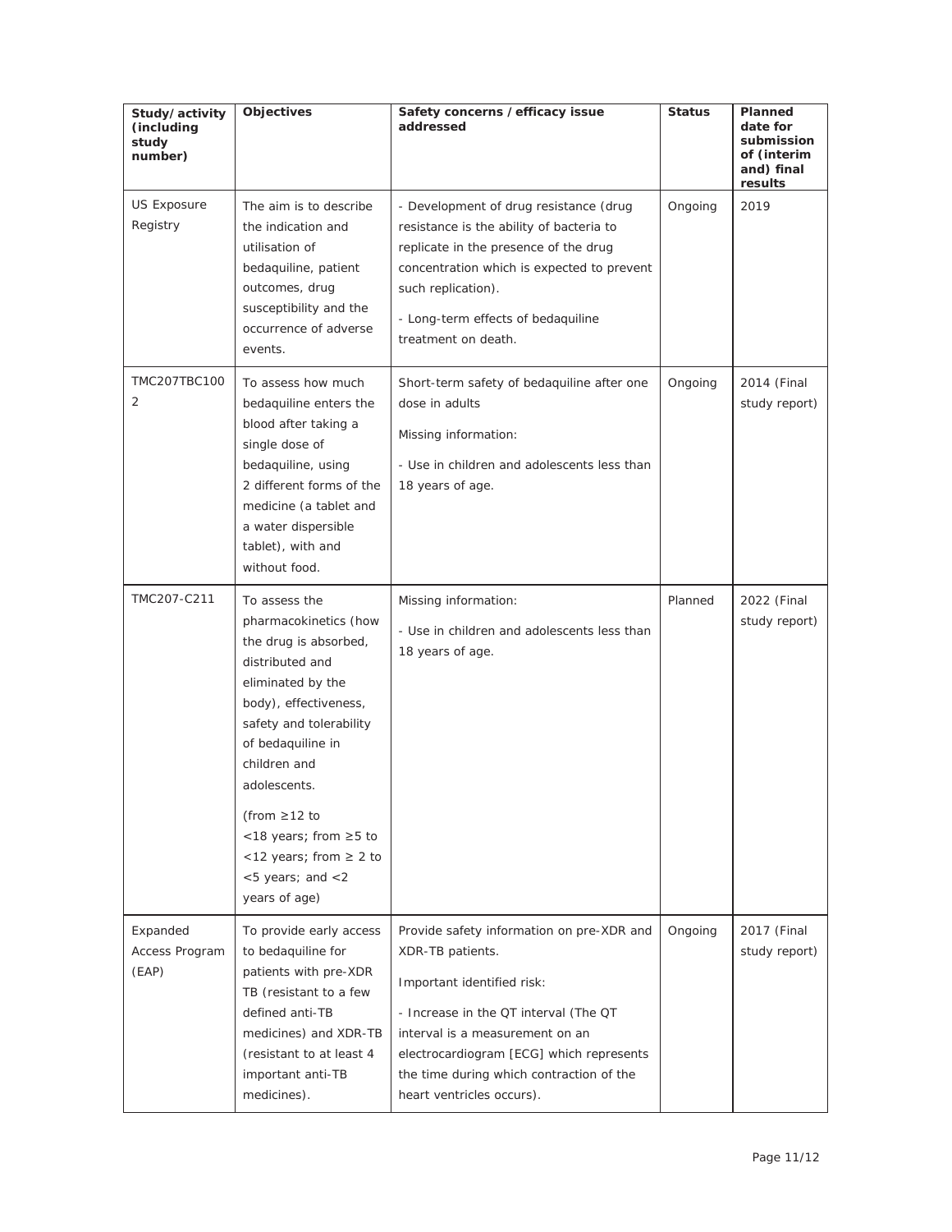| Study/activity (including study number) | Objectives | Safety concerns / efficacy issue addressed | Status | Planned date for submission of (interim and) final results |
|---|---|---|---|---|
| US Exposure Registry | The aim is to describe the indication and utilisation of bedaquiline, patient outcomes, drug susceptibility and the occurrence of adverse events. | - Development of drug resistance (drug resistance is the ability of bacteria to replicate in the presence of the drug concentration which is expected to prevent such replication).<br>- Long-term effects of bedaquiline treatment on death. | Ongoing | 2019 |
| TMC207TBC1002 | To assess how much bedaquiline enters the blood after taking a single dose of bedaquiline, using 2 different forms of the medicine (a tablet and a water dispersible tablet), with and without food. | Short-term safety of bedaquiline after one dose in adults<br>Missing information:<br>- Use in children and adolescents less than 18 years of age. | Ongoing | 2014 (Final study report) |
| TMC207-C211 | To assess the pharmacokinetics (how the drug is absorbed, distributed and eliminated by the body), effectiveness, safety and tolerability of bedaquiline in children and adolescents.<br>(from ≥12 to <18 years; from ≥5 to <12 years; from ≥ 2 to <5 years; and <2 years of age) | Missing information:<br>- Use in children and adolescents less than 18 years of age. | Planned | 2022 (Final study report) |
| Expanded Access Program (EAP) | To provide early access to bedaquiline for patients with pre-XDR TB (resistant to a few defined anti-TB medicines) and XDR-TB (resistant to at least 4 important anti-TB medicines). | Provide safety information on pre-XDR and XDR-TB patients.<br>Important identified risk:<br>- Increase in the QT interval (The QT interval is a measurement on an electrocardiogram [ECG] which represents the time during which contraction of the heart ventricles occurs). | Ongoing | 2017 (Final study report) |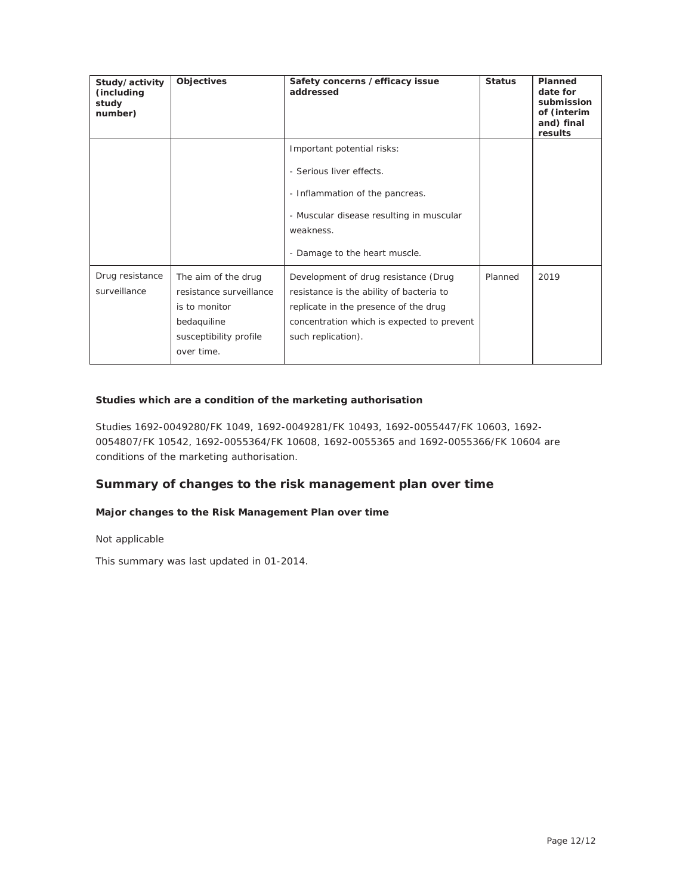| Study/ activity (including study number) | Objectives | Safety concerns / efficacy issue addressed | Status | Planned date for submission of (interim and) final results |
|---|---|---|---|---|
| | | Important potential risks:<br><br>- Serious liver effects.<br><br>- Inflammation of the pancreas.<br><br>- Muscular disease resulting in muscular weakness.<br><br>- Damage to the heart muscle. | | |
| Drug resistance surveillance | The aim of the drug resistance surveillance is to monitor bedaquiline susceptibility profile over time. | Development of drug resistance (Drug resistance is the ability of bacteria to replicate in the presence of the drug concentration which is expected to prevent such replication). | Planned | 2019 |

**Studies which are a condition of the marketing authorisation**

Studies 1692-0049280/FK 1049, 1692-0049281/FK 10493, 1692-0055447/FK 10603, 1692-0054807/FK 10542, 1692-0055364/FK 10608, 1692-0055365 and 1692-0055366/FK 10604 are conditions of the marketing authorisation.

## Summary of changes to the risk management plan over time

**Major changes to the Risk Management Plan over time**

Not applicable

This summary was last updated in 01-2014.